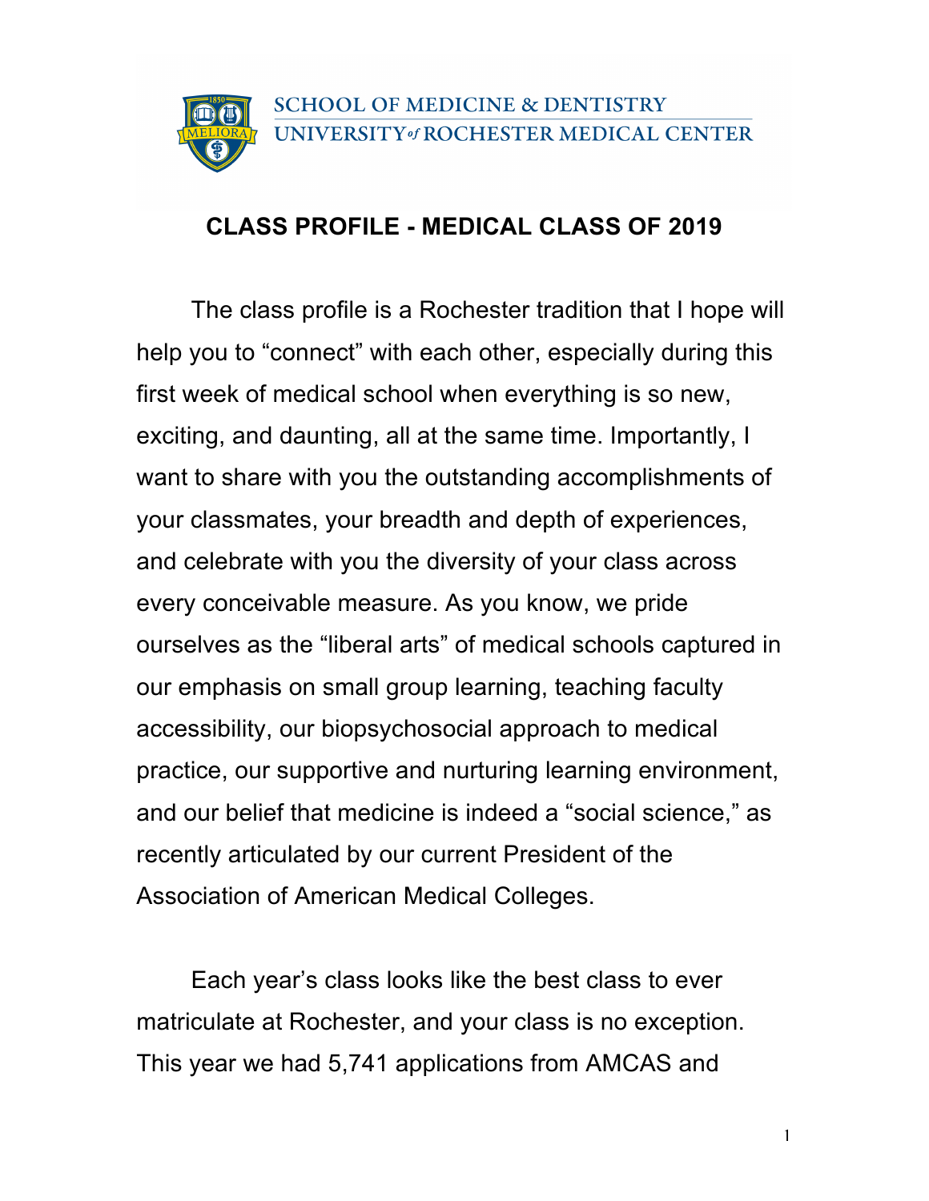SCHOOL OF MEDICINE & DENTISTRY
UNIVERSITY of ROCHESTER MEDICAL CENTER

# CLASS PROFILE - MEDICAL CLASS OF 2019

The class profile is a Rochester tradition that I hope will help you to “connect” with each other, especially during this first week of medical school when everything is so new, exciting, and daunting, all at the same time. Importantly, I want to share with you the outstanding accomplishments of your classmates, your breadth and depth of experiences, and celebrate with you the diversity of your class across every conceivable measure. As you know, we pride ourselves as the “liberal arts” of medical schools captured in our emphasis on small group learning, teaching faculty accessibility, our biopsychosocial approach to medical practice, our supportive and nurturing learning environment, and our belief that medicine is indeed a “social science,” as recently articulated by our current President of the Association of American Medical Colleges.

Each year’s class looks like the best class to ever matriculate at Rochester, and your class is no exception. This year we had 5,741 applications from AMCAS and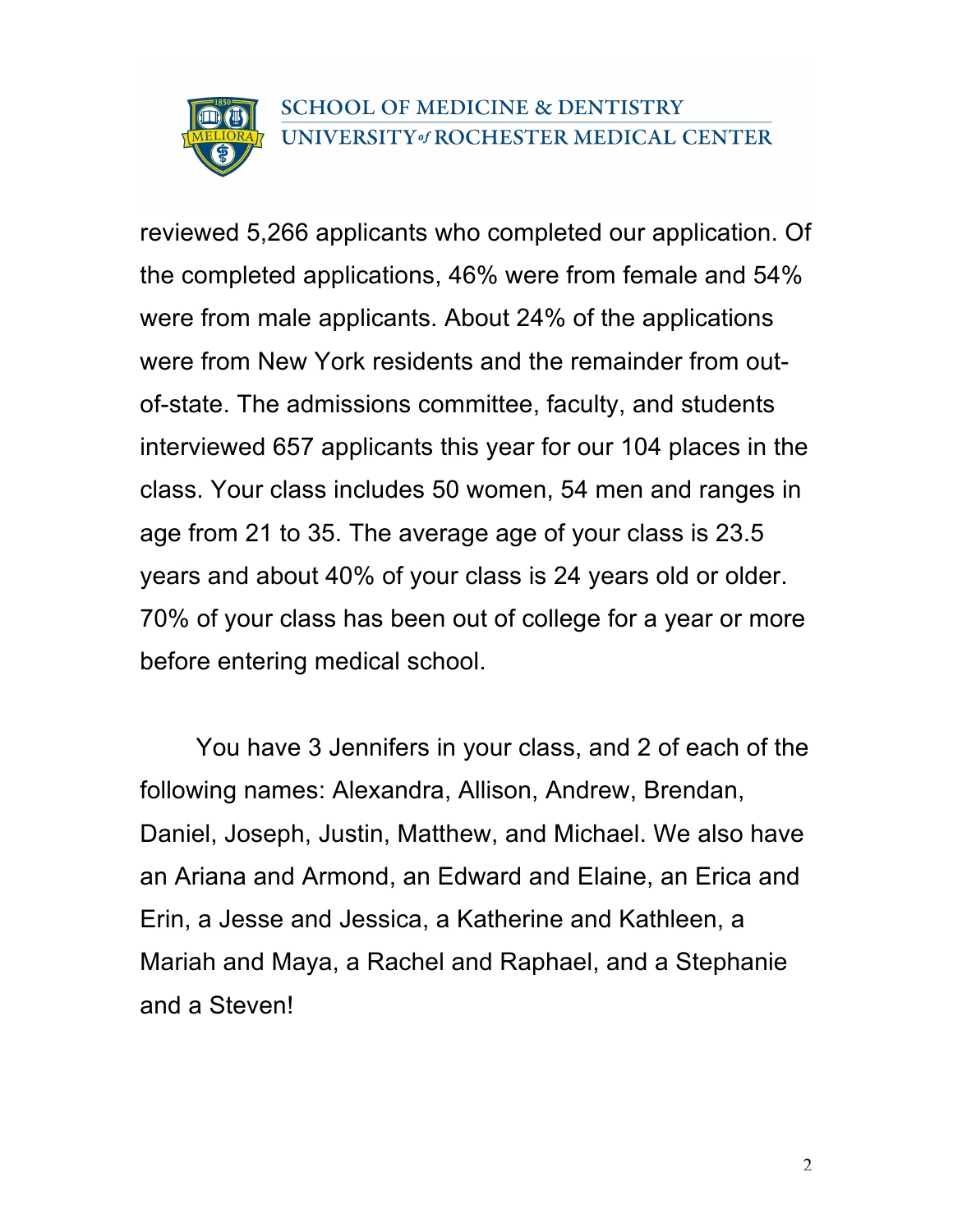reviewed 5,266 applicants who completed our application. Of the completed applications, 46% were from female and 54% were from male applicants. About 24% of the applications were from New York residents and the remainder from out-of-state. The admissions committee, faculty, and students interviewed 657 applicants this year for our 104 places in the class. Your class includes 50 women, 54 men and ranges in age from 21 to 35. The average age of your class is 23.5 years and about 40% of your class is 24 years old or older. 70% of your class has been out of college for a year or more before entering medical school.

You have 3 Jennifers in your class, and 2 of each of the following names: Alexandra, Allison, Andrew, Brendan, Daniel, Joseph, Justin, Matthew, and Michael. We also have an Ariana and Armond, an Edward and Elaine, an Erica and Erin, a Jesse and Jessica, a Katherine and Kathleen, a Mariah and Maya, a Rachel and Raphael, and a Stephanie and a Steven!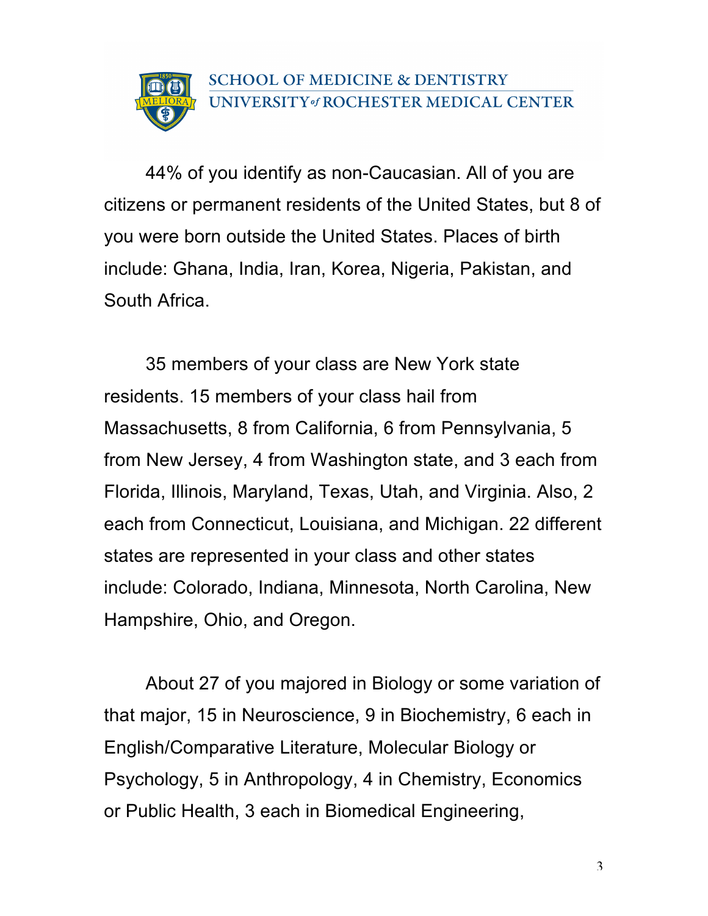44% of you identify as non-Caucasian. All of you are citizens or permanent residents of the United States, but 8 of you were born outside the United States. Places of birth include: Ghana, India, Iran, Korea, Nigeria, Pakistan, and South Africa.

35 members of your class are New York state residents. 15 members of your class hail from Massachusetts, 8 from California, 6 from Pennsylvania, 5 from New Jersey, 4 from Washington state, and 3 each from Florida, Illinois, Maryland, Texas, Utah, and Virginia. Also, 2 each from Connecticut, Louisiana, and Michigan. 22 different states are represented in your class and other states include: Colorado, Indiana, Minnesota, North Carolina, New Hampshire, Ohio, and Oregon.

About 27 of you majored in Biology or some variation of that major, 15 in Neuroscience, 9 in Biochemistry, 6 each in English/Comparative Literature, Molecular Biology or Psychology, 5 in Anthropology, 4 in Chemistry, Economics or Public Health, 3 each in Biomedical Engineering,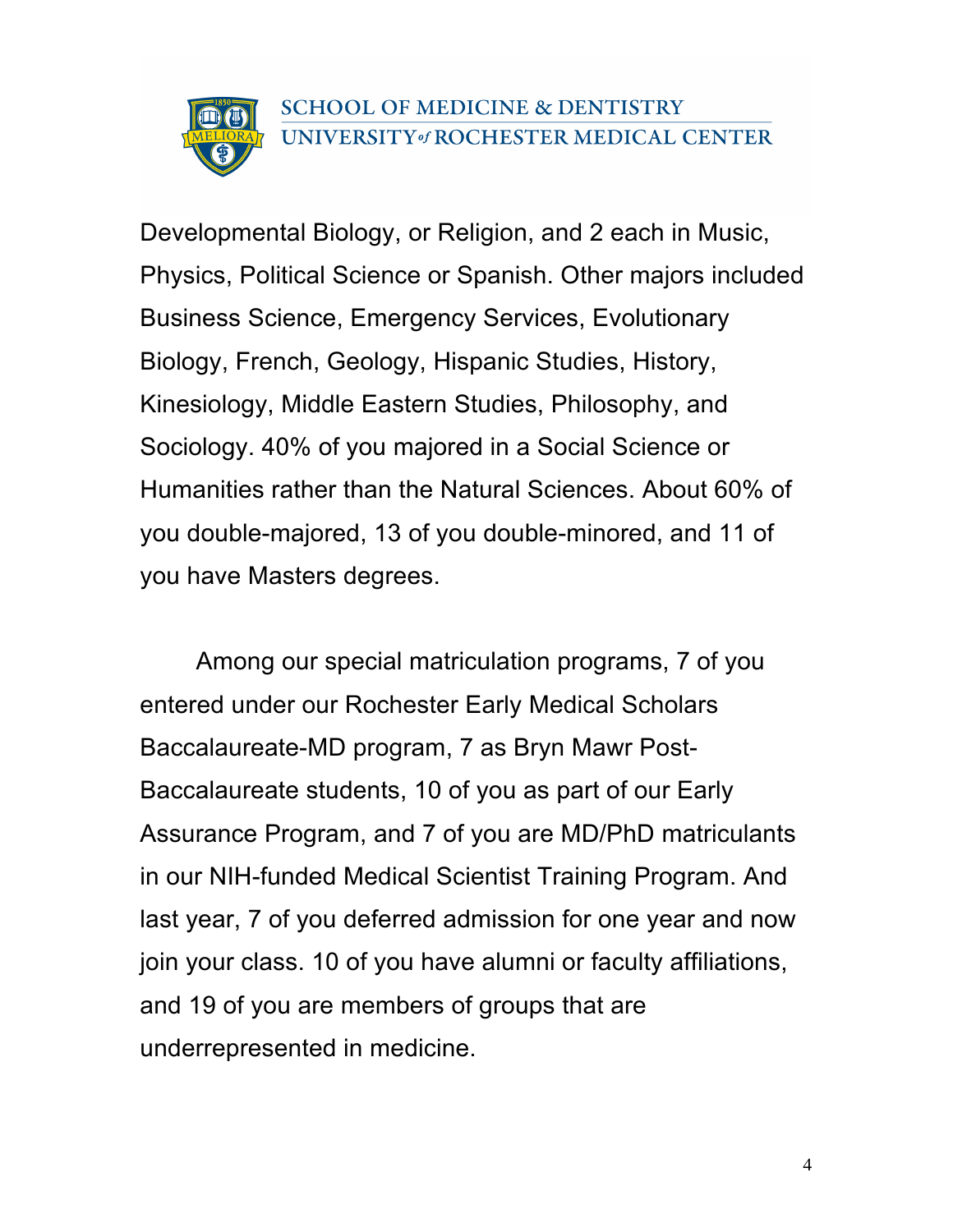Developmental Biology, or Religion, and 2 each in Music, Physics, Political Science or Spanish. Other majors included Business Science, Emergency Services, Evolutionary Biology, French, Geology, Hispanic Studies, History, Kinesiology, Middle Eastern Studies, Philosophy, and Sociology. 40% of you majored in a Social Science or Humanities rather than the Natural Sciences. About 60% of you double-majored, 13 of you double-minored, and 11 of you have Masters degrees.

Among our special matriculation programs, 7 of you entered under our Rochester Early Medical Scholars Baccalaureate-MD program, 7 as Bryn Mawr Post-Baccalaureate students, 10 of you as part of our Early Assurance Program, and 7 of you are MD/PhD matriculants in our NIH-funded Medical Scientist Training Program. And last year, 7 of you deferred admission for one year and now join your class. 10 of you have alumni or faculty affiliations, and 19 of you are members of groups that are underrepresented in medicine.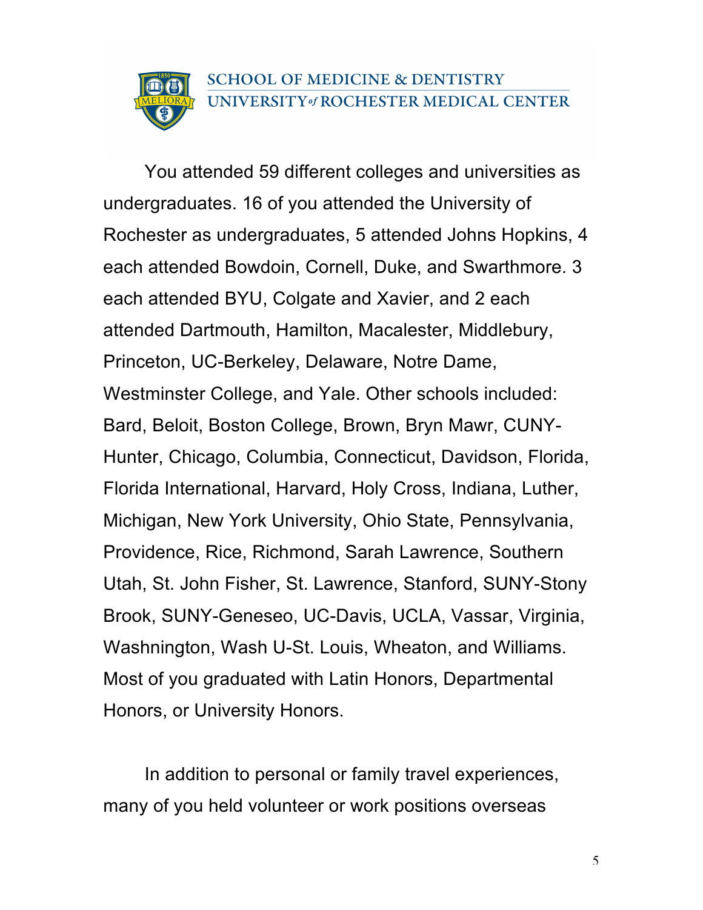You attended 59 different colleges and universities as undergraduates. 16 of you attended the University of Rochester as undergraduates, 5 attended Johns Hopkins, 4 each attended Bowdoin, Cornell, Duke, and Swarthmore. 3 each attended BYU, Colgate and Xavier, and 2 each attended Dartmouth, Hamilton, Macalester, Middlebury, Princeton, UC-Berkeley, Delaware, Notre Dame, Westminster College, and Yale. Other schools included: Bard, Beloit, Boston College, Brown, Bryn Mawr, CUNY-Hunter, Chicago, Columbia, Connecticut, Davidson, Florida, Florida International, Harvard, Holy Cross, Indiana, Luther, Michigan, New York University, Ohio State, Pennsylvania, Providence, Rice, Richmond, Sarah Lawrence, Southern Utah, St. John Fisher, St. Lawrence, Stanford, SUNY-Stony Brook, SUNY-Geneseo, UC-Davis, UCLA, Vassar, Virginia, Washington, Wash U-St. Louis, Wheaton, and Williams. Most of you graduated with Latin Honors, Departmental Honors, or University Honors.

In addition to personal or family travel experiences, many of you held volunteer or work positions overseas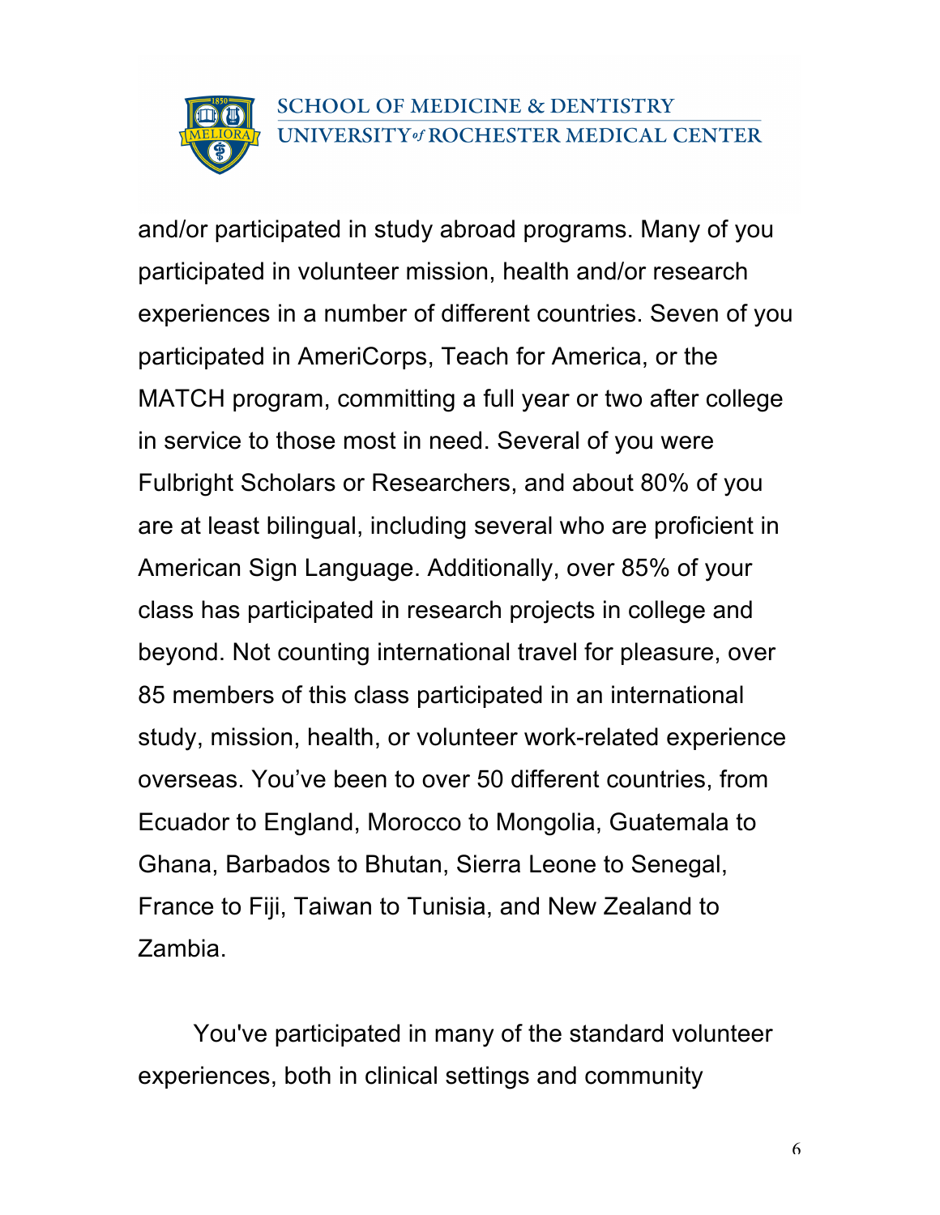and/or participated in study abroad programs. Many of you participated in volunteer mission, health and/or research experiences in a number of different countries. Seven of you participated in AmeriCorps, Teach for America, or the MATCH program, committing a full year or two after college in service to those most in need. Several of you were Fulbright Scholars or Researchers, and about 80% of you are at least bilingual, including several who are proficient in American Sign Language. Additionally, over 85% of your class has participated in research projects in college and beyond. Not counting international travel for pleasure, over 85 members of this class participated in an international study, mission, health, or volunteer work-related experience overseas. You've been to over 50 different countries, from Ecuador to England, Morocco to Mongolia, Guatemala to Ghana, Barbados to Bhutan, Sierra Leone to Senegal, France to Fiji, Taiwan to Tunisia, and New Zealand to Zambia.

You've participated in many of the standard volunteer experiences, both in clinical settings and community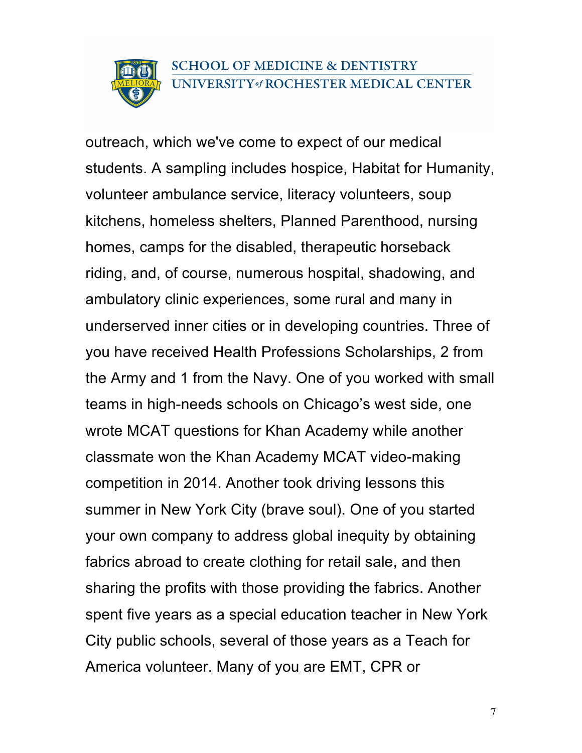outreach, which we've come to expect of our medical students. A sampling includes hospice, Habitat for Humanity, volunteer ambulance service, literacy volunteers, soup kitchens, homeless shelters, Planned Parenthood, nursing homes, camps for the disabled, therapeutic horseback riding, and, of course, numerous hospital, shadowing, and ambulatory clinic experiences, some rural and many in underserved inner cities or in developing countries. Three of you have received Health Professions Scholarships, 2 from the Army and 1 from the Navy. One of you worked with small teams in high-needs schools on Chicago's west side, one wrote MCAT questions for Khan Academy while another classmate won the Khan Academy MCAT video-making competition in 2014. Another took driving lessons this summer in New York City (brave soul). One of you started your own company to address global inequity by obtaining fabrics abroad to create clothing for retail sale, and then sharing the profits with those providing the fabrics. Another spent five years as a special education teacher in New York City public schools, several of those years as a Teach for America volunteer. Many of you are EMT, CPR or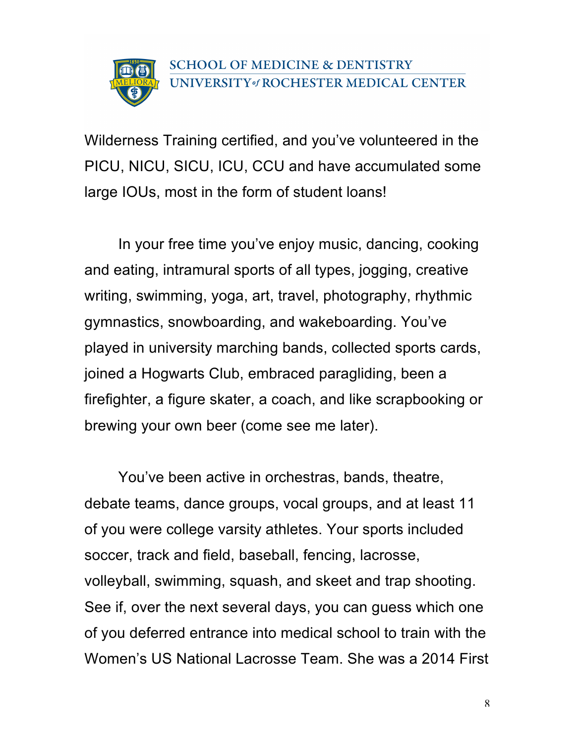Wilderness Training certified, and you've volunteered in the PICU, NICU, SICU, ICU, CCU and have accumulated some large IOUs, most in the form of student loans!

In your free time you've enjoy music, dancing, cooking and eating, intramural sports of all types, jogging, creative writing, swimming, yoga, art, travel, photography, rhythmic gymnastics, snowboarding, and wakeboarding. You've played in university marching bands, collected sports cards, joined a Hogwarts Club, embraced paragliding, been a firefighter, a figure skater, a coach, and like scrapbooking or brewing your own beer (come see me later).

You've been active in orchestras, bands, theatre, debate teams, dance groups, vocal groups, and at least 11 of you were college varsity athletes. Your sports included soccer, track and field, baseball, fencing, lacrosse, volleyball, swimming, squash, and skeet and trap shooting. See if, over the next several days, you can guess which one of you deferred entrance into medical school to train with the Women's US National Lacrosse Team. She was a 2014 First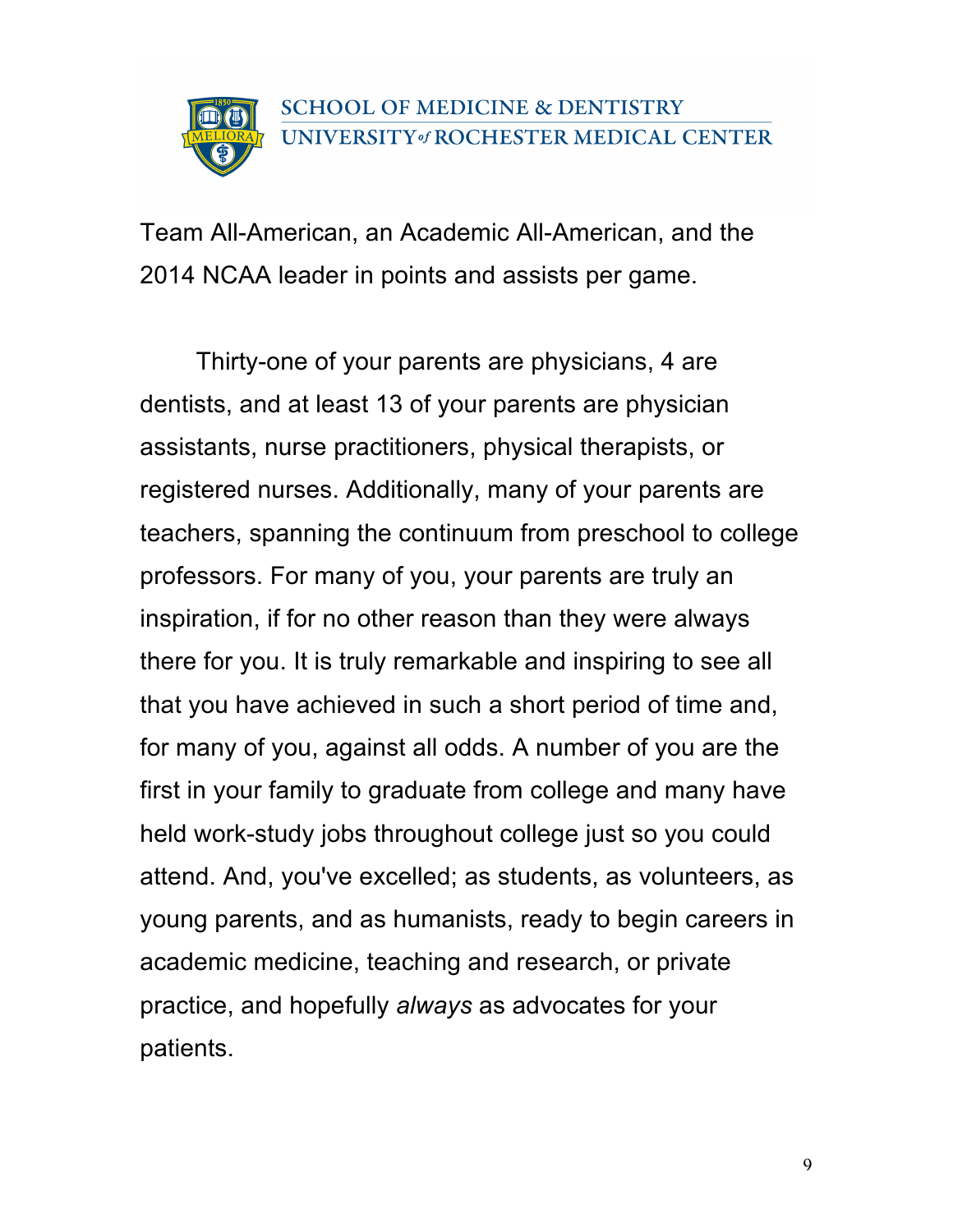Team All-American, an Academic All-American, and the 2014 NCAA leader in points and assists per game.

Thirty-one of your parents are physicians, 4 are dentists, and at least 13 of your parents are physician assistants, nurse practitioners, physical therapists, or registered nurses. Additionally, many of your parents are teachers, spanning the continuum from preschool to college professors. For many of you, your parents are truly an inspiration, if for no other reason than they were always there for you. It is truly remarkable and inspiring to see all that you have achieved in such a short period of time and, for many of you, against all odds. A number of you are the first in your family to graduate from college and many have held work-study jobs throughout college just so you could attend. And, you've excelled; as students, as volunteers, as young parents, and as humanists, ready to begin careers in academic medicine, teaching and research, or private practice, and hopefully *always* as advocates for your patients.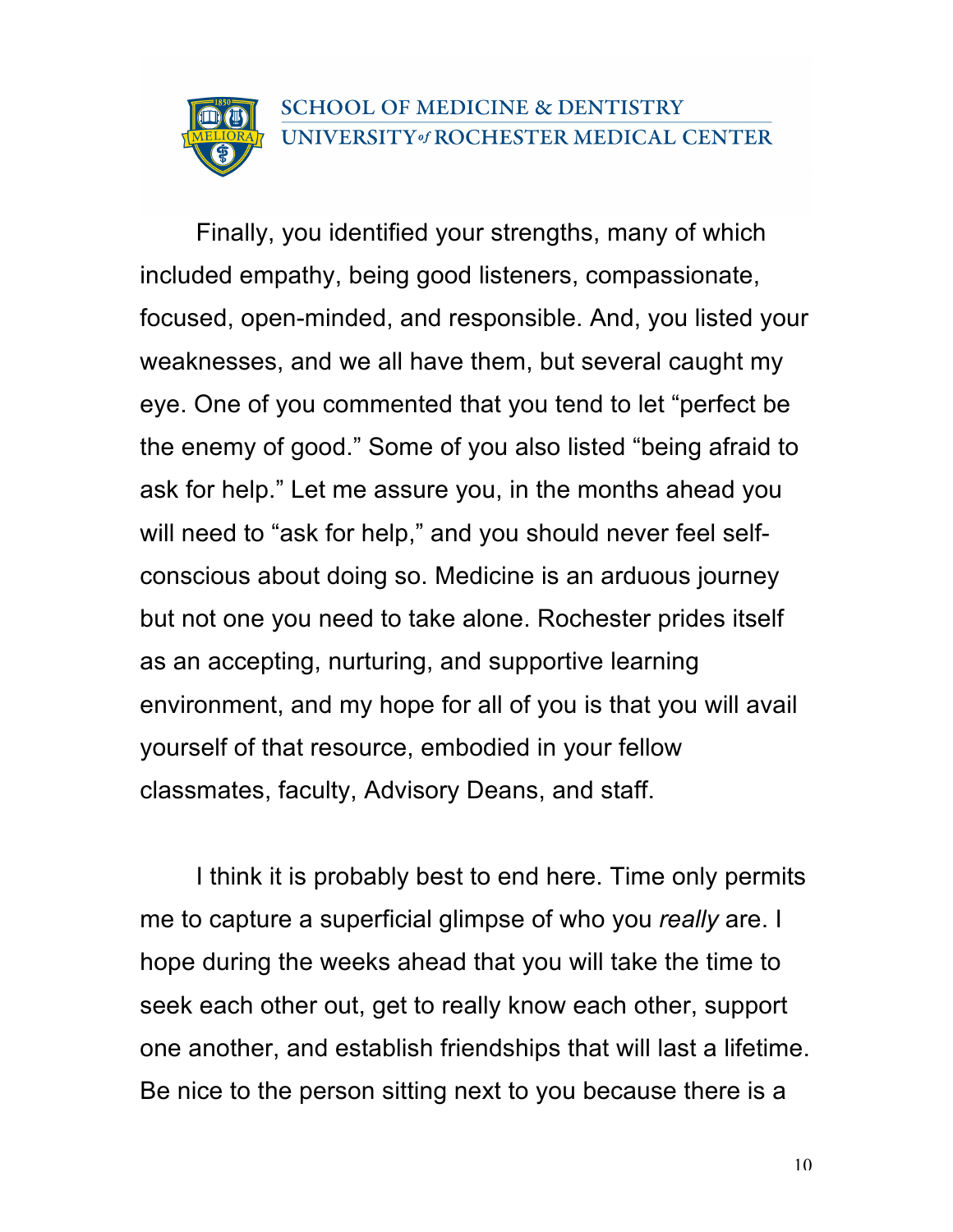Finally, you identified your strengths, many of which included empathy, being good listeners, compassionate, focused, open-minded, and responsible. And, you listed your weaknesses, and we all have them, but several caught my eye. One of you commented that you tend to let "perfect be the enemy of good." Some of you also listed "being afraid to ask for help." Let me assure you, in the months ahead you will need to "ask for help," and you should never feel self-conscious about doing so. Medicine is an arduous journey but not one you need to take alone. Rochester prides itself as an accepting, nurturing, and supportive learning environment, and my hope for all of you is that you will avail yourself of that resource, embodied in your fellow classmates, faculty, Advisory Deans, and staff.

I think it is probably best to end here. Time only permits me to capture a superficial glimpse of who you *really* are. I hope during the weeks ahead that you will take the time to seek each other out, get to really know each other, support one another, and establish friendships that will last a lifetime. Be nice to the person sitting next to you because there is a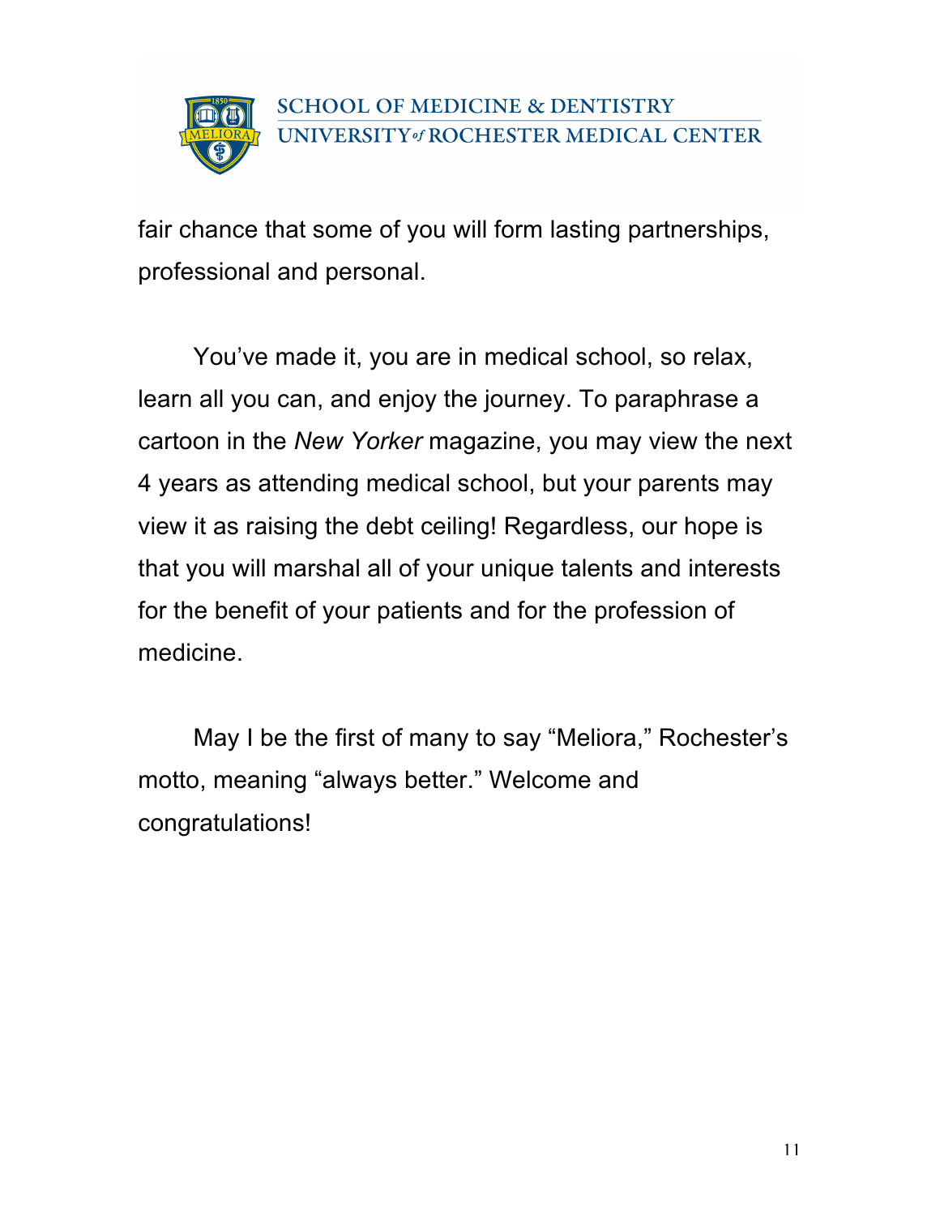fair chance that some of you will form lasting partnerships, professional and personal.

You've made it, you are in medical school, so relax, learn all you can, and enjoy the journey. To paraphrase a cartoon in the *New Yorker* magazine, you may view the next 4 years as attending medical school, but your parents may view it as raising the debt ceiling! Regardless, our hope is that you will marshal all of your unique talents and interests for the benefit of your patients and for the profession of medicine.

May I be the first of many to say "Meliora," Rochester's motto, meaning "always better." Welcome and congratulations!